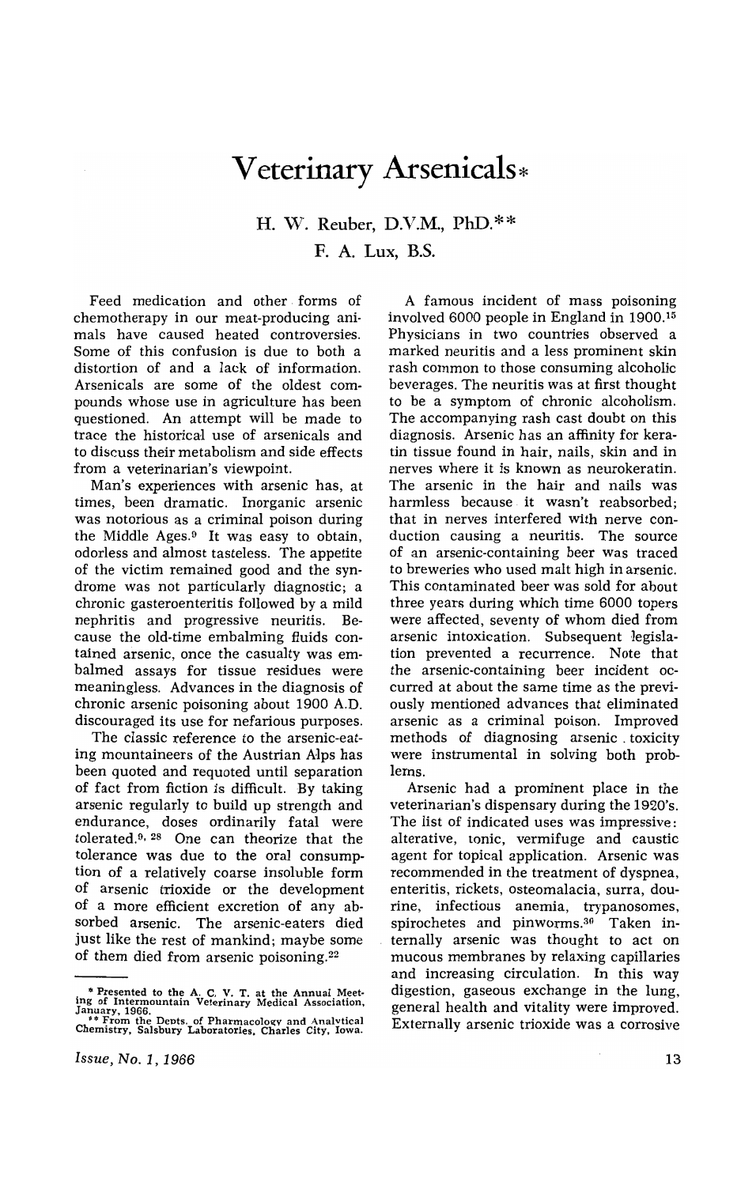# Veterinary Arsenicals*

H. W. Reuber, D.V.M., PhD.**

F. A. Lux, B.S.

Feed medication and other forms of chemotherapy in our meat-producing animals have caused heated controversies. Some of this confusion is due to both a distortion of and a lack of information. Arsenicals are some of the oldest compounds whose use in agriculture has been questioned. An attempt will be made to trace the historical use of arsenicals and to discuss their metabolism and side effects from a veterinarian's viewpoint.

Man's experiences with arsenic has, at times, been dramatic. Inorganic arsenic was notorious as a criminal poison during the Middle Ages.[9] It was easy to obtain, odorless and almost tasteless. The appetite of the victim remained good and the syndrome was not particularly diagnostic; a chronic gasteroenteritis followed by a mild nephritis and progressive neuritis. Because the old-time embalming fluids contained arsenic, once the casualty was embalmed assays for tissue residues were meaningless. Advances in the diagnosis of chronic arsenic poisoning about 1900 A.D. discouraged its use for nefarious purposes.

The classic reference to the arsenic-eating mountaineers of the Austrian Alps has been quoted and requoted until separation of fact from fiction is difficult. By taking arsenic regularly to build up strength and endurance, doses ordinarily fatal were tolerated.[9, 28] One can theorize that the tolerance was due to the oral consumption of a relatively coarse insoluble form of arsenic trioxide or the development of a more efficient excretion of any absorbed arsenic. The arsenic-eaters died just like the rest of mankind; maybe some of them died from arsenic poisoning.[22]

A famous incident of mass poisoning involved 6000 people in England in 1900.[15] Physicians in two countries observed a marked neuritis and a less prominent skin rash common to those consuming alcoholic beverages. The neuritis was at first thought to be a symptom of chronic alcoholism. The accompanying rash cast doubt on this diagnosis. Arsenic has an affinity for keratin tissue found in hair, nails, skin and in nerves where it is known as neurokeratin. The arsenic in the hair and nails was harmless because it wasn't reabsorbed; that in nerves interfered with nerve conduction causing a neuritis. The source of an arsenic-containing beer was traced to breweries who used malt high in arsenic. This contaminated beer was sold for about three years during which time 6000 topers were affected, seventy of whom died from arsenic intoxication. Subsequent legislation prevented a recurrence. Note that the arsenic-containing beer incident occurred at about the same time as the previously mentioned advances that eliminated arsenic as a criminal poison. Improved methods of diagnosing arsenic toxicity were instrumental in solving both problems.

Arsenic had a prominent place in the veterinarian's dispensary during the 1920's. The list of indicated uses was impressive: alterative, tonic, vermifuge and caustic agent for topical application. Arsenic was recommended in the treatment of dyspnea, enteritis, rickets, osteomalacia, surra, dourine, infectious anemia, trypanosomes, spirochetes and pinworms.[30] Taken internally arsenic was thought to act on mucous membranes by relaxing capillaries and increasing circulation. In this way digestion, gaseous exchange in the lung, general health and vitality were improved. Externally arsenic trioxide was a corrosive

---

* Presented to the A. C. V. T. at the Annual Meeting of Intermountain Veterinary Medical Association, January, 1966.

** From the Depts. of Pharmacology and Analytical Chemistry, Salsbury Laboratories, Charles City, Iowa.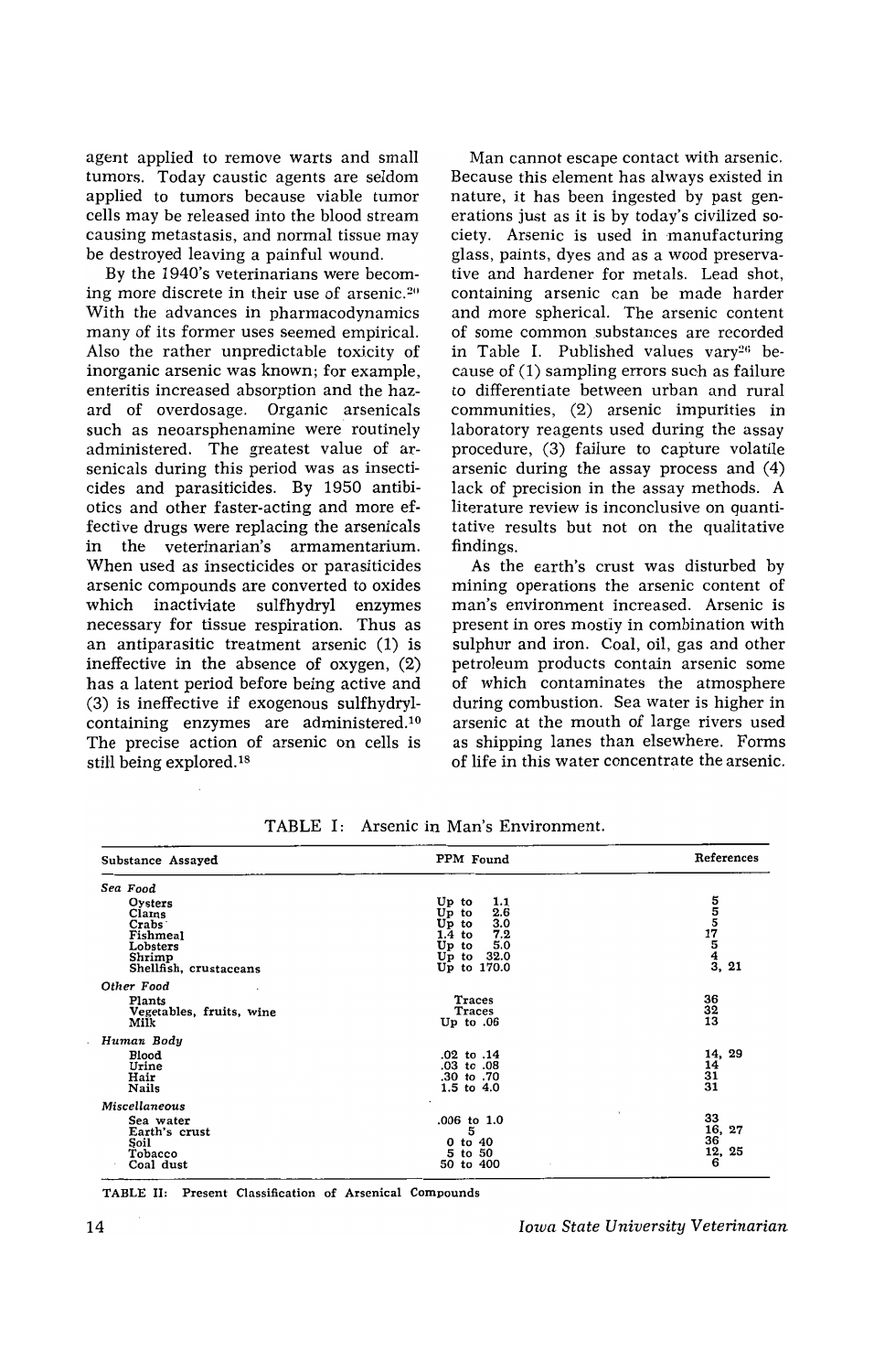agent applied to remove warts and small tumors. Today caustic agents are seldom applied to tumors because viable tumor cells may be released into the blood stream causing metastasis, and normal tissue may be destroyed leaving a painful wound.

By the 1940's veterinarians were becoming more discrete in their use of arsenic.[20] With the advances in pharmacodynamics many of its former uses seemed empirical. Also the rather unpredictable toxicity of inorganic arsenic was known; for example, enteritis increased absorption and the hazard of overdosage. Organic arsenicals such as neoarsphenamine were routinely administered. The greatest value of arsenicals during this period was as insecticides and parasiticides. By 1950 antibiotics and other faster-acting and more effective drugs were replacing the arsenicals in the veterinarian's armamentarium. When used as insecticides or parasiticides arsenic compounds are converted to oxides which inactiviate sulfhydryl enzymes necessary for tissue respiration. Thus as an antiparasitic treatment arsenic (1) is ineffective in the absence of oxygen, (2) has a latent period before being active and (3) is ineffective if exogenous sulfhydryl-containing enzymes are administered.[10] The precise action of arsenic on cells is still being explored.[18]

Man cannot escape contact with arsenic. Because this element has always existed in nature, it has been ingested by past generations just as it is by today's civilized society. Arsenic is used in manufacturing glass, paints, dyes and as a wood preservative and hardener for metals. Lead shot, containing arsenic can be made harder and more spherical. The arsenic content of some common substances are recorded in Table I. Published values vary[26] because of (1) sampling errors such as failure to differentiate between urban and rural communities, (2) arsenic impurities in laboratory reagents used during the assay procedure, (3) failure to capture volatile arsenic during the assay process and (4) lack of precision in the assay methods. A literature review is inconclusive on quantitative results but not on the qualitative findings.

As the earth's crust was disturbed by mining operations the arsenic content of man's environment increased. Arsenic is present in ores mostiy in combination with sulphur and iron. Coal, oil, gas and other petroleum products contain arsenic some of which contaminates the atmosphere during combustion. Sea water is higher in arsenic at the mouth of large rivers used as shipping lanes than elsewhere. Forms of life in this water concentrate the arsenic.

TABLE I: Arsenic in Man's Environment.

| Substance Assayed | PPM Found | References |
|---|---|---|
| *Sea Food* | | |
| Oysters | Up to 1.1 | 5 |
| Clams | Up to 2.6 | 5 |
| Crabs | Up to 3.0 | 5 |
| Fishmeal | 1.4 to 7.2 | 17 |
| Lobsters | Up to 5.0 | 5 |
| Shrimp | Up to 32.0 | 4 |
| Shellfish, crustaceans | Up to 170.0 | 3, 21 |
| *Other Food* | | |
| Plants | Traces | 36 |
| Vegetables, fruits, wine | Traces | 32 |
| Milk | Up to .06 | 13 |
| *Human Body* | | |
| Blood | .02 to .14 | 14, 29 |
| Urine | .03 to .08 | 14 |
| Hair | .30 to .70 | 31 |
| Nails | 1.5 to 4.0 | 31 |
| *Miscellaneous* | | |
| Sea water | .006 to 1.0 | 33 |
| Earth's crust | 5 | 16, 27 |
| Soil | 0 to 40 | 36 |
| Tobacco | 5 to 50 | 12, 25 |
| Coal dust | 50 to 400 | 6 |

TABLE II: Present Classification of Arsenical Compounds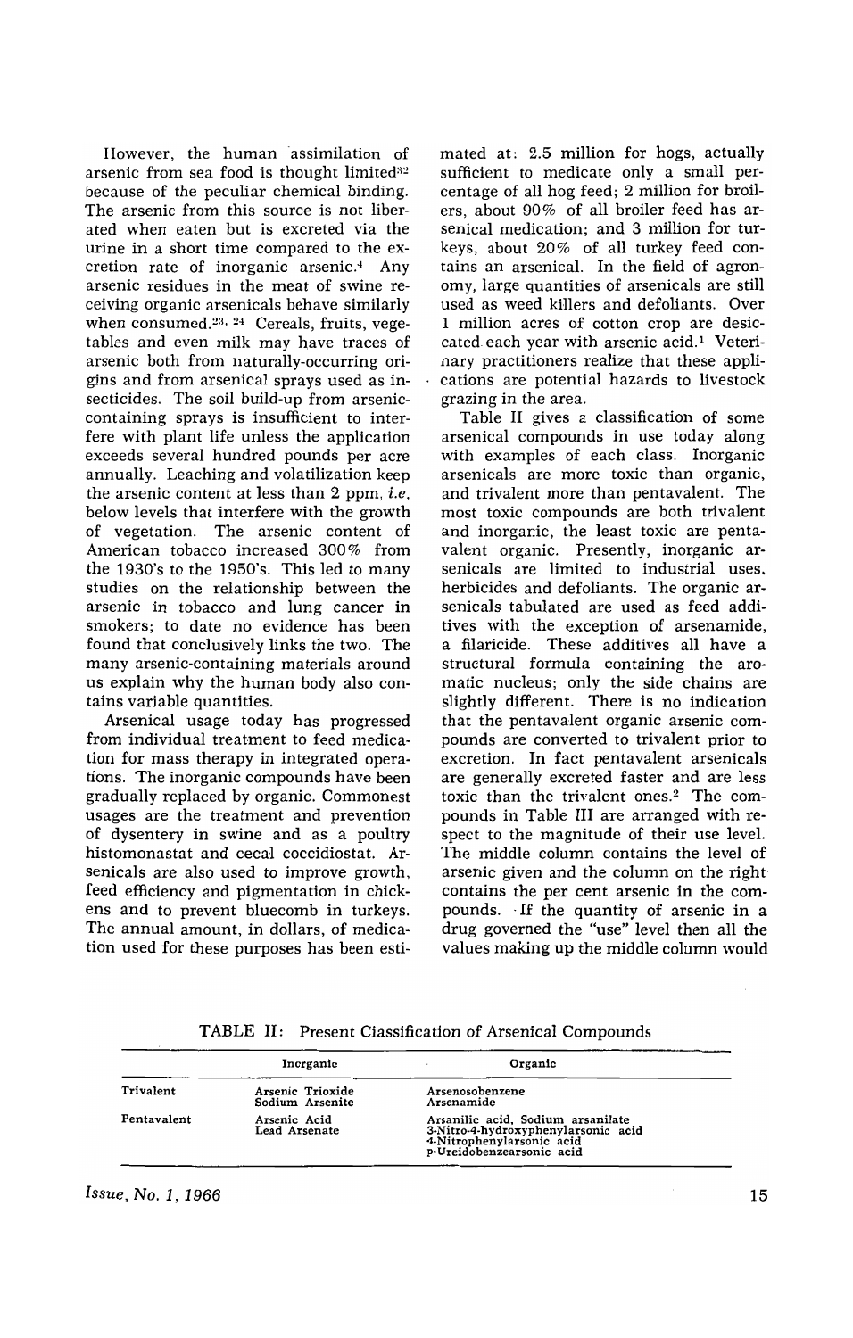However, the human assimilation of arsenic from sea food is thought limited[32] because of the peculiar chemical binding. The arsenic from this source is not liberated when eaten but is excreted via the urine in a short time compared to the excretion rate of inorganic arsenic.[4] Any arsenic residues in the meat of swine receiving organic arsenicals behave similarly when consumed.[23, 24] Cereals, fruits, vegetables and even milk may have traces of arsenic both from naturally-occurring origins and from arsenical sprays used as insecticides. The soil build-up from arsenic-containing sprays is insufficient to interfere with plant life unless the application exceeds several hundred pounds per acre annually. Leaching and volatilization keep the arsenic content at less than 2 ppm, *i.e.* below levels that interfere with the growth of vegetation. The arsenic content of American tobacco increased 300% from the 1930's to the 1950's. This led to many studies on the relationship between the arsenic in tobacco and lung cancer in smokers; to date no evidence has been found that conclusively links the two. The many arsenic-containing materials around us explain why the human body also contains variable quantities.

Arsenical usage today has progressed from individual treatment to feed medication for mass therapy in integrated operations. The inorganic compounds have been gradually replaced by organic. Commonest usages are the treatment and prevention of dysentery in swine and as a poultry histomonastat and cecal coccidiostat. Arsenicals are also used to improve growth, feed efficiency and pigmentation in chickens and to prevent bluecomb in turkeys. The annual amount, in dollars, of medication used for these purposes has been estimated at: 2.5 million for hogs, actually sufficient to medicate only a small percentage of all hog feed; 2 million for broilers, about 90% of all broiler feed has arsenical medication; and 3 million for turkeys, about 20% of all turkey feed contains an arsenical. In the field of agronomy, large quantities of arsenicals are still used as weed killers and defoliants. Over 1 million acres of cotton crop are desiccated each year with arsenic acid.[1] Veterinary practitioners realize that these applications are potential hazards to livestock grazing in the area.

Table II gives a classification of some arsenical compounds in use today along with examples of each class. Inorganic arsenicals are more toxic than organic, and trivalent more than pentavalent. The most toxic compounds are both trivalent and inorganic, the least toxic are pentavalent organic. Presently, inorganic arsenicals are limited to industrial uses, herbicides and defoliants. The organic arsenicals tabulated are used as feed additives with the exception of arsenamide, a filaricide. These additives all have a structural formula containing the aromatic nucleus; only the side chains are slightly different. There is no indication that the pentavalent organic arsenic compounds are converted to trivalent prior to excretion. In fact pentavalent arsenicals are generally excreted faster and are less toxic than the trivalent ones.[2] The compounds in Table III are arranged with respect to the magnitude of their use level. The middle column contains the level of arsenic given and the column on the right contains the per cent arsenic in the compounds. If the quantity of arsenic in a drug governed the "use" level then all the values making up the middle column would

TABLE II: Present Classification of Arsenical Compounds

| | Inorganic | Organic |
|---|---|---|
| Trivalent | Arsenic Trioxide<br>Sodium Arsenite | Arsenosobenzene<br>Arsenamide |
| Pentavalent | Arsenic Acid<br>Lead Arsenate | Arsanilic acid, Sodium arsanilate<br>3-Nitro-4-hydroxyphenylarsonic acid<br>4-Nitrophenylarsonic acid<br>p-Ureidobenzearsonic acid |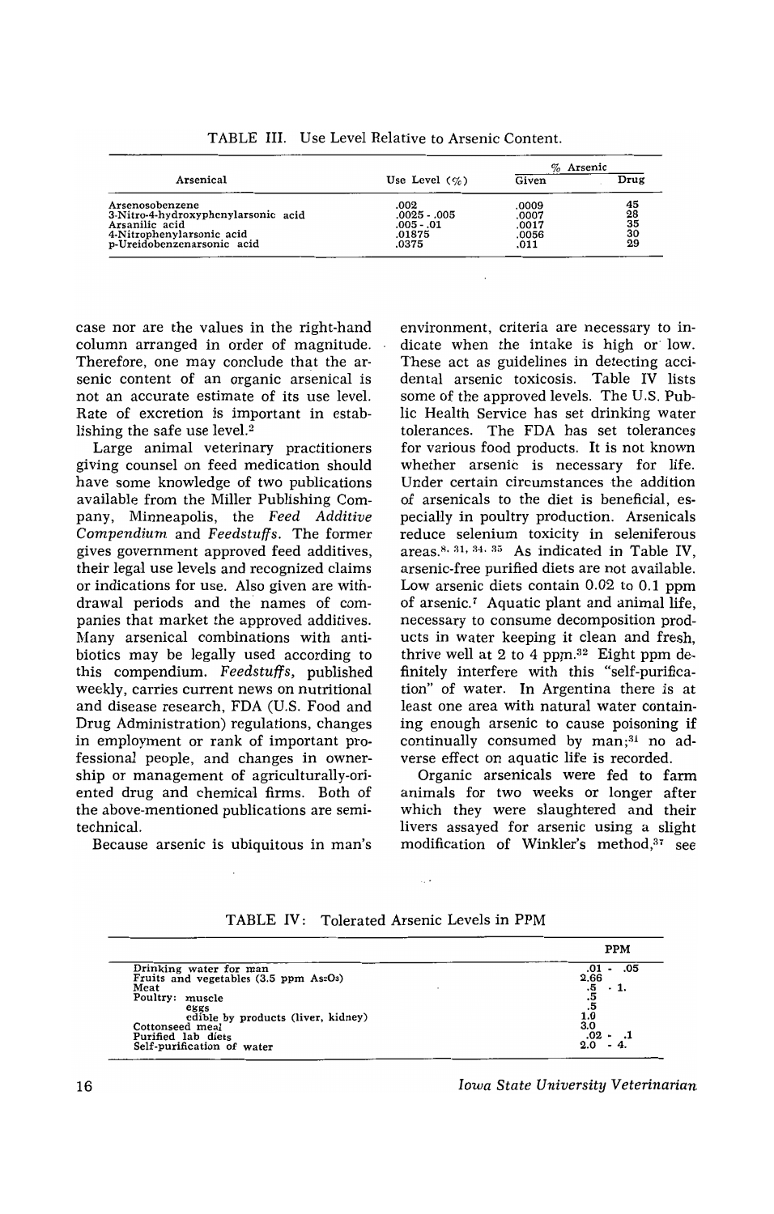TABLE III. Use Level Relative to Arsenic Content.

| Arsenical | Use Level (%) | % Arsenic Given | % Arsenic Drug |
|---|---|---|---|
| Arsenosobenzene | .002 | .0009 | 45 |
| 3-Nitro-4-hydroxyphenylarsonic acid | .0025 - .005 | .0007 | 28 |
| Arsanilic acid | .005 - .01 | .0017 | 35 |
| 4-Nitrophenylarsonic acid | .01875 | .0056 | 30 |
| p-Ureidobenzenarsonic acid | .0375 | .011 | 29 |

case nor are the values in the right-hand column arranged in order of magnitude. Therefore, one may conclude that the arsenic content of an organic arsenical is not an accurate estimate of its use level. Rate of excretion is important in establishing the safe use level.[2]

Large animal veterinary practitioners giving counsel on feed medication should have some knowledge of two publications available from the Miller Publishing Company, Minneapolis, the *Feed Additive Compendium* and *Feedstuffs*. The former gives government approved feed additives, their legal use levels and recognized claims or indications for use. Also given are withdrawal periods and the names of companies that market the approved additives. Many arsenical combinations with antibiotics may be legally used according to this compendium. *Feedstuffs*, published weekly, carries current news on nutritional and disease research, FDA (U.S. Food and Drug Administration) regulations, changes in employment or rank of important professional people, and changes in ownership or management of agriculturally-oriented drug and chemical firms. Both of the above-mentioned publications are semi-technical.

Because arsenic is ubiquitous in man's environment, criteria are necessary to indicate when the intake is high or low. These act as guidelines in detecting accidental arsenic toxicosis. Table IV lists some of the approved levels. The U.S. Public Health Service has set drinking water tolerances. The FDA has set tolerances for various food products. It is not known whether arsenic is necessary for life. Under certain circumstances the addition of arsenicals to the diet is beneficial, especially in poultry production. Arsenicals reduce selenium toxicity in seleniferous areas.[8, 31, 34, 35] As indicated in Table IV, arsenic-free purified diets are not available. Low arsenic diets contain 0.02 to 0.1 ppm of arsenic.[7] Aquatic plant and animal life, necessary to consume decomposition products in water keeping it clean and fresh, thrive well at 2 to 4 ppm.[32] Eight ppm definitely interfere with this "self-purification" of water. In Argentina there is at least one area with natural water containing enough arsenic to cause poisoning if continually consumed by man;[31] no adverse effect on aquatic life is recorded.

Organic arsenicals were fed to farm animals for two weeks or longer after which they were slaughtered and their livers assayed for arsenic using a slight modification of Winkler's method,[37] see

TABLE IV: Tolerated Arsenic Levels in PPM

| | PPM |
|---|---|
| Drinking water for man | .01 - .05 |
| Fruits and vegetables (3.5 ppm $As_2O_3$) | 2.66 |
| Meat | .5 - 1. |
| Poultry: muscle | .5 |
| eggs | .5 |
| edible by products (liver, kidney) | 1.0 |
| Cottonseed meal | 3.0 |
| Purified lab diets | .02 - .1 |
| Self-purification of water | 2.0 - 4. |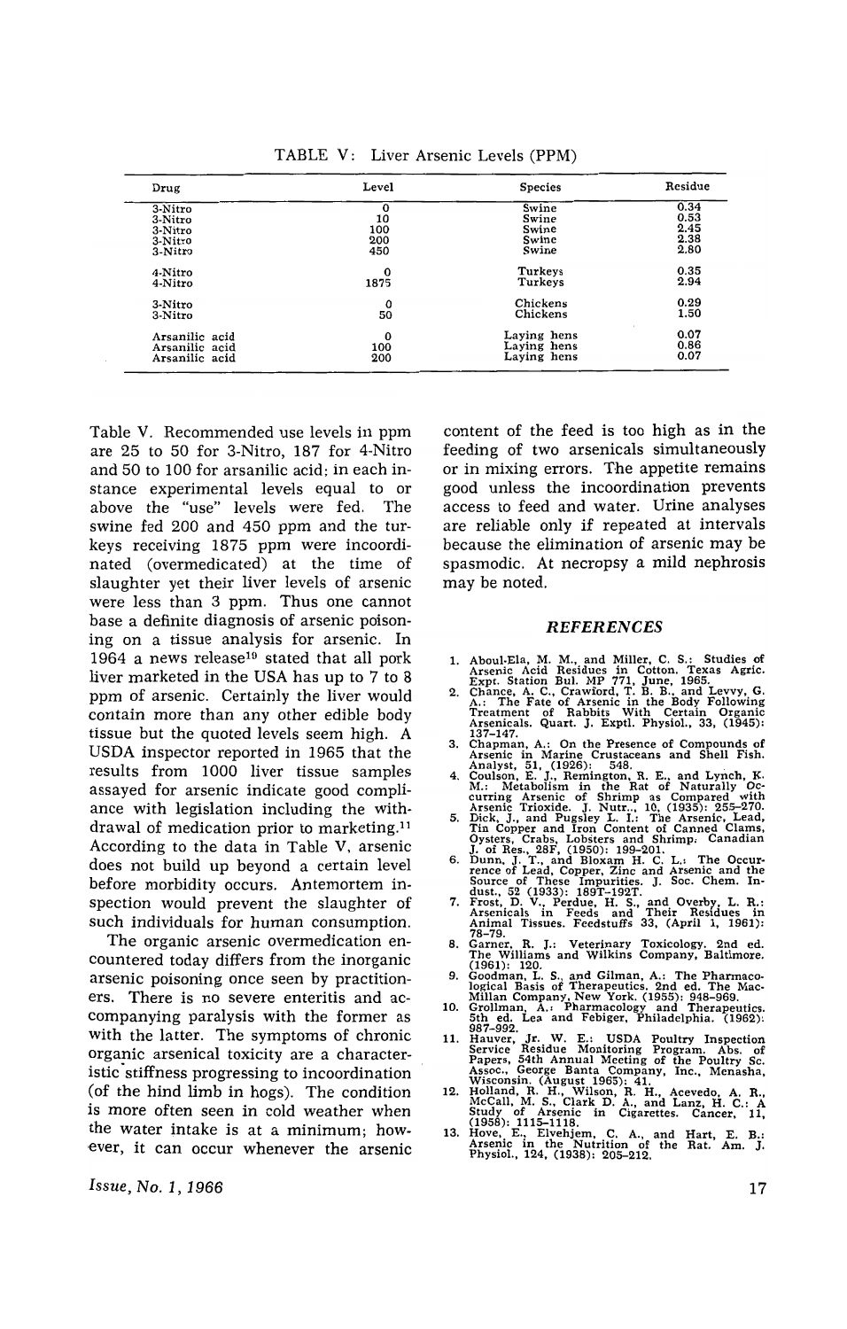TABLE V: Liver Arsenic Levels (PPM)

| Drug | Level | Species | Residue |
|---|---|---|---|
| 3-Nitro | 0 | Swine | 0.34 |
| 3-Nitro | 10 | Swine | 0.53 |
| 3-Nitro | 100 | Swine | 2.45 |
| 3-Nitro | 200 | Swine | 2.38 |
| 3-Nitro | 450 | Swine | 2.80 |
| 4-Nitro | 0 | Turkeys | 0.35 |
| 4-Nitro | 1875 | Turkeys | 2.94 |
| 3-Nitro | 0 | Chickens | 0.29 |
| 3-Nitro | 50 | Chickens | 1.50 |
| Arsanilic acid | 0 | Laying hens | 0.07 |
| Arsanilic acid | 100 | Laying hens | 0.86 |
| Arsanilic acid | 200 | Laying hens | 0.07 |

Table V. Recommended use levels in ppm are 25 to 50 for 3-Nitro, 187 for 4-Nitro and 50 to 100 for arsanilic acid; in each instance experimental levels equal to or above the "use" levels were fed. The swine fed 200 and 450 ppm and the turkeys receiving 1875 ppm were incoordinated (overmedicated) at the time of slaughter yet their liver levels of arsenic were less than 3 ppm. Thus one cannot base a definite diagnosis of arsenic poisoning on a tissue analysis for arsenic. In 1964 a news release[10] stated that all pork liver marketed in the USA has up to 7 to 8 ppm of arsenic. Certainly the liver would contain more than any other edible body tissue but the quoted levels seem high. A USDA inspector reported in 1965 that the results from 1000 liver tissue samples assayed for arsenic indicate good compliance with legislation including the withdrawal of medication prior to marketing.[11] According to the data in Table V, arsenic does not build up beyond a certain level before morbidity occurs. Antemortem inspection would prevent the slaughter of such individuals for human consumption.

The organic arsenic overmedication encountered today differs from the inorganic arsenic poisoning once seen by practitioners. There is no severe enteritis and accompanying paralysis with the former as with the latter. The symptoms of chronic organic arsenical toxicity are a characteristic stiffness progressing to incoordination (of the hind limb in hogs). The condition is more often seen in cold weather when the water intake is at a minimum; however, it can occur whenever the arsenic content of the feed is too high as in the feeding of two arsenicals simultaneously or in mixing errors. The appetite remains good unless the incoordination prevents access to feed and water. Urine analyses are reliable only if repeated at intervals because the elimination of arsenic may be spasmodic. At necropsy a mild nephrosis may be noted.

## *REFERENCES*

1. Aboul-Ela, M. M., and Miller, C. S.: Studies of Arsenic Acid Residues in Cotton. Texas Agric. Expt. Station Bul. MP 771, June, 1965.
2. Chance, A. C., Crawford, T. B. B., and Levvy, G. A.: The Fate of Arsenic in the Body Following Treatment of Rabbits With Certain Organic Arsenicals. Quart. J. Exptl. Physiol., 33, (1945): 137–147.
3. Chapman, A.: On the Presence of Compounds of Arsenic in Marine Crustaceans and Shell Fish. Analyst, 51, (1926): 548.
4. Coulson, E. J., Remington, R. E., and Lynch, K. M.: Metabolism in the Rat of Naturally Occurring Arsenic of Shrimp as Compared with Arsenic Trioxide. J. Nutr., 10, (1935): 255–270.
5. Dick, J., and Pugsley L. I.: The Arsenic, Lead, Tin Copper and Iron Content of Canned Clams, Oysters, Crabs, Lobsters and Shrimp. Canadian J. of Res., 28F, (1950): 199–201.
6. Dunn, J. T., and Bloxam H. C. L.: The Occurrence of Lead, Copper, Zinc and Arsenic and the Source of These Impurities. J. Soc. Chem. Industr., 52 (1933): 189T–192T.
7. Frost, D. V., Perdue, H. S., and Overby, L. R.: Arsenicals in Feeds and Their Residues in Animal Tissues. Feedstuffs 33, (April 1, 1961): 78–79.
8. Garner, R. J.: Veterinary Toxicology. 2nd ed. The Williams and Wilkins Company, Baltimore. (1961): 120.
9. Goodman, L. S., and Gilman, A.: The Pharmacological Basis of Therapeutics. 2nd ed. The MacMillan Company, New York. (1955): 948–969.
10. Grollman, A.: Pharmacology and Therapeutics. 5th ed. Lea and Febiger, Philadelphia. (1962): 987–992.
11. Hauver, Jr. W. E.: USDA Poultry Inspection Service Residue Monitoring Program. Abs. of Papers, 54th Annual Meeting of the Poultry Sc. Assoc., George Banta Company, Inc., Menasha, Wisconsin. (August 1965): 41.
12. Holland, R. H., Wilson, R. H., Acevedo, A. R., McCall, M. S., Clark D. A., and Lanz, H. C.: A Study of Arsenic in Cigarettes. Cancer, 11, (1958): 1115–1118.
13. Hove, E., Elvehjem, C. A., and Hart, E. B.: Arsenic in the Nutrition of the Rat. Am. J. Physiol., 124, (1938): 205–212.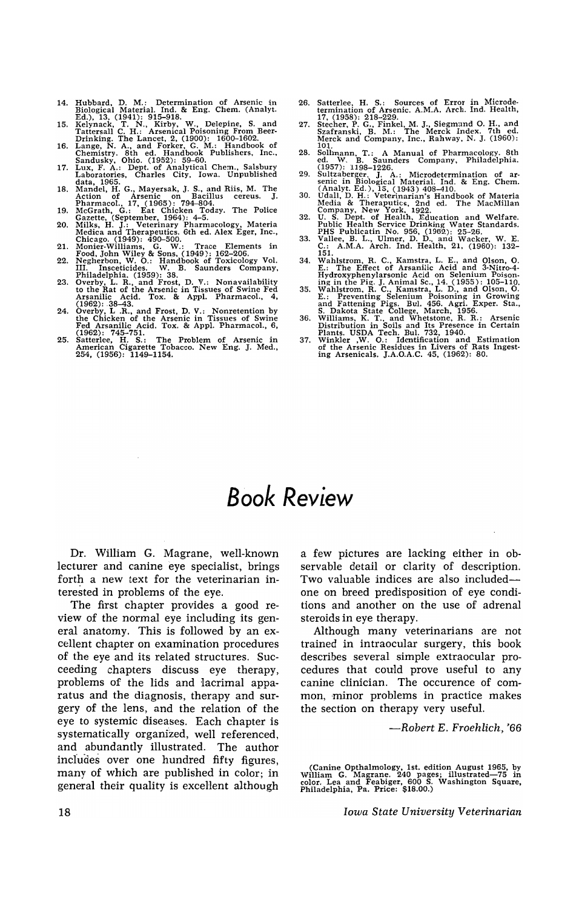14. Hubbard, D. M.: Determination of Arsenic in Biological Material. Ind. & Eng. Chem. (Analyt. Ed.), 13, (1941): 915–918.
15. Kelynack, T. N., Kirby, W., Delepine, S. and Tattersall C. H.: Arsenical Poisoning From Beer-Drinking. The Lancet, 2, (1900): 1600–1602.
16. Lange, N. A., and Forker, G. M.: Handbook of Chemistry. 8th ed. Handbook Publishers, Inc., Sandusky, Ohio. (1952): 59–60.
17. Lux, F. A.: Dept. of Analytical Chem., Salsbury Laboratories, Charles City, Iowa. Unpublished data, 1965.
18. Mandel, H. G., Mayersak, J. S., and Riis, M. The Action of Arsenic on Bacillus cereus. J. Pharmacol., 17, (1965): 794–804.
19. McGrath, G.: Eat Chicken Today. The Police Gazette, (September, 1964): 4–5.
20. Milks, H. J.: Veterinary Pharmacology, Materia Medica and Therapeutics. 6th ed. Alex Eger, Inc., Chicago. (1949): 490–500.
21. Monier-Williams, G. W.: Trace Elements in Food, John Wiley & Sons, (1949): 162–206.
22. Negherbon, W. O.: Handbook of Toxicology Vol. III. Insceticides. W. B. Saunders Company, Philadelphia. (1959): 38.
23. Overby, L. R., and Frost, D. V.: Nonavailability to the Rat of the Arsenic in Tissues of Swine Fed Arsanilic Acid. Tox. & Appl. Pharmacol., 4, (1962): 38–43.
24. Overby, L .R., and Frost, D. V.: Nonretention by the Chicken of the Arsenic in Tissues of Swine Fed Arsanilic Acid. Tox. & Appl. Pharmacol., 6, (1962): 745–751.
25. Satterlee, H. S.: The Problem of Arsenic in American Cigarette Tobacco. New Eng. J. Med., 254, (1956): 1149–1154.
26. Satterlee, H. S.: Sources of Error in Microdetermination of Arsenic. A.M.A. Arch. Ind. Health, 17, (1958): 218–229.
27. Stecher, P. G., Finkel, M. J., Siegmund O. H., and Szafranski, B. M.: The Merck Index. 7th ed. Merck and Company, Inc., Rahway, N. J. (1960): 101.
28. Sollmann, T.: A Manual of Pharmacology. 8th ed. W. B. Saunders Company, Philadelphia. (1957): 1198–1226.
29. Sultzaberger, J. A.: Microdetermination of arsenic in Biological Material. Ind. & Eng. Chem. (Analyt. Ed.), 15, (1943) 408–410.
30. Udall, D. H.: Veterinarian's Handbook of Materia Media & Theraputics, 2nd ed. The MacMillan Company, New York, 1922.
31. U. S. Dept. of Health, Education and Welfare. Public Health Service Drinking Water Standards. PHS Publicatin No. 956, (1962): 25–26.
32. Vallee, B. L., Ulmer, D. D., and Wacker, W. E. C.: A.M.A. Arch. Ind. Health, 21, (1960): 132–151.
33. Wahlstrom, R. C., Kamstra, L. E., and Olson, O. E.: The Effect of Arsanilic Acid and 3-Nitro-4-Hydroxyphenylarsonic Acid on Selenium Poisoning in the Pig. J. Animal Sc., 14. (1955): 105–110.
34. Wahlstrom, R. C., Kamstra, L. D., and Olson, O. E.: Preventing Selenium Poisoning in Growing and Fattening Pigs. Bul. 456. Agri. Exper. Sta., S. Dakota State College, March, 1956.
35. Williams, K. T., and Whetstone, R. R.: Arsenic Distribution in Soils and Its Presence in Certain Plants. USDA Tech. Bul. 732, 1940.
36. Winkler ,W. O.: Identification and Estimation of the Arsenic Residues in Livers of Rats Ingesting Arsenicals. J.A.O.A.C. 45, (1962): 80.

# Book Review

Dr. William G. Magrane, well-known lecturer and canine eye specialist, brings forth a new text for the veterinarian interested in problems of the eye.

The first chapter provides a good review of the normal eye including its general anatomy. This is followed by an excellent chapter on examination procedures of the eye and its related structures. Succeeding chapters discuss eye therapy, problems of the lids and lacrimal apparatus and the diagnosis, therapy and surgery of the lens, and the relation of the eye to systemic diseases. Each chapter is systematically organized, well referenced, and abundantly illustrated. The author includes over one hundred fifty figures, many of which are published in color; in general their quality is excellent although a few pictures are lacking either in observable detail or clarity of description. Two valuable indices are also included—one on breed predisposition of eye conditions and another on the use of adrenal steroids in eye therapy.

Although many veterinarians are not trained in intraocular surgery, this book describes several simple extraocular procedures that could prove useful to any canine clinician. The occurence of common, minor problems in practice makes the section on therapy very useful.

*—Robert E. Froehlich, '66*

(Canine Opthalmology, 1st. edition August 1965, by William G. Magrane. 240 pages; illustrated—75 in color. Lea and Feabiger, 600 S. Washington Square, Philadelphia, Pa. Price: $18.00.)